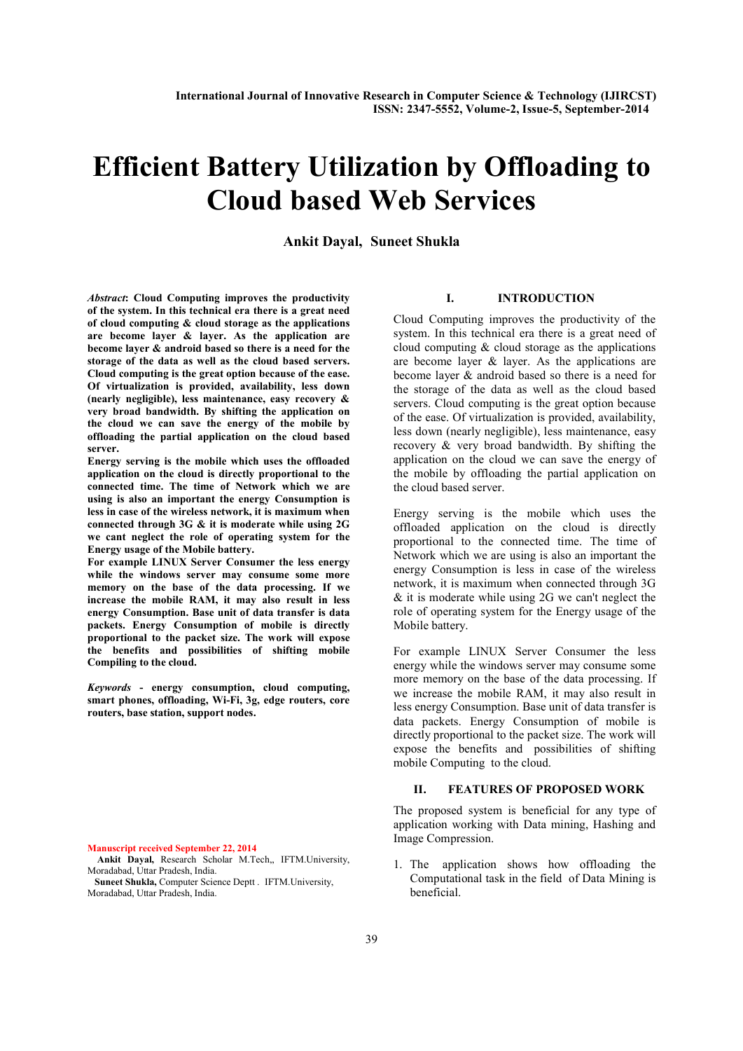# Efficient Battery Utilization by Offloading to Cloud based Web Services

**Ankit Dayal, Suneet Shukla**

***Abstract*: Cloud Computing improves the productivity of the system. In this technical era there is a great need of cloud computing & cloud storage as the applications are become layer & layer. As the application are become layer & android based so there is a need for the storage of the data as well as the cloud based servers. Cloud computing is the great option because of the ease. Of virtualization is provided, availability, less down (nearly negligible), less maintenance, easy recovery & very broad bandwidth. By shifting the application on the cloud we can save the energy of the mobile by offloading the partial application on the cloud based server.**

**Energy serving is the mobile which uses the offloaded application on the cloud is directly proportional to the connected time. The time of Network which we are using is also an important the energy Consumption is less in case of the wireless network, it is maximum when connected through 3G & it is moderate while using 2G we cant neglect the role of operating system for the Energy usage of the Mobile battery.**

**For example LINUX Server Consumer the less energy while the windows server may consume some more memory on the base of the data processing. If we increase the mobile RAM, it may also result in less energy Consumption. Base unit of data transfer is data packets. Energy Consumption of mobile is directly proportional to the packet size. The work will expose the benefits and possibilities of shifting mobile Compiling to the cloud.**

***Keywords* - energy consumption, cloud computing, smart phones, offloading, Wi-Fi, 3g, edge routers, core routers, base station, support nodes.**

Manuscript received September 22, 2014

**Ankit Dayal,** Research Scholar M.Tech,, IFTM.University, Moradabad, Uttar Pradesh, India.

**Suneet Shukla,** Computer Science Deptt . IFTM.University, Moradabad, Uttar Pradesh, India.

## I. INTRODUCTION

Cloud Computing improves the productivity of the system. In this technical era there is a great need of cloud computing & cloud storage as the applications are become layer & layer. As the applications are become layer & android based so there is a need for the storage of the data as well as the cloud based servers. Cloud computing is the great option because of the ease. Of virtualization is provided, availability, less down (nearly negligible), less maintenance, easy recovery & very broad bandwidth. By shifting the application on the cloud we can save the energy of the mobile by offloading the partial application on the cloud based server.

Energy serving is the mobile which uses the offloaded application on the cloud is directly proportional to the connected time. The time of Network which we are using is also an important the energy Consumption is less in case of the wireless network, it is maximum when connected through 3G & it is moderate while using 2G we can't neglect the role of operating system for the Energy usage of the Mobile battery.

For example LINUX Server Consumer the less energy while the windows server may consume some more memory on the base of the data processing. If we increase the mobile RAM, it may also result in less energy Consumption. Base unit of data transfer is data packets. Energy Consumption of mobile is directly proportional to the packet size. The work will expose the benefits and possibilities of shifting mobile Computing to the cloud.

## II. FEATURES OF PROPOSED WORK

The proposed system is beneficial for any type of application working with Data mining, Hashing and Image Compression.

1. The application shows how offloading the Computational task in the field of Data Mining is beneficial.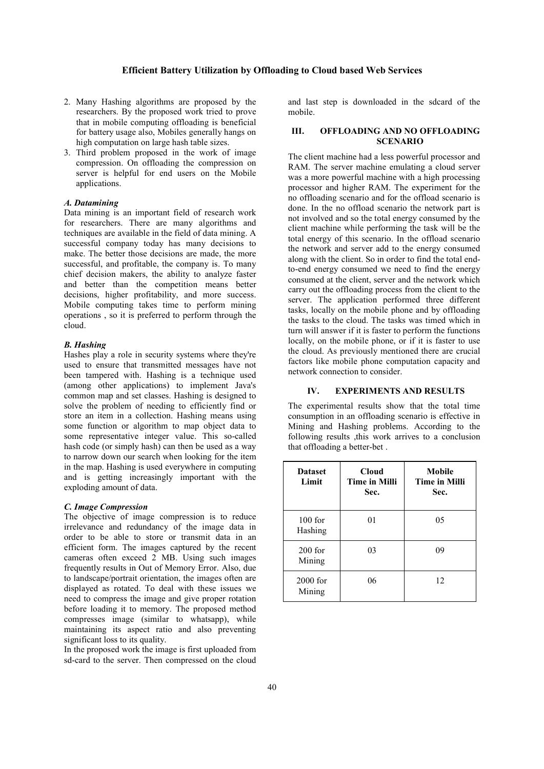2. Many Hashing algorithms are proposed by the researchers. By the proposed work tried to prove that in mobile computing offloading is beneficial for battery usage also, Mobiles generally hangs on high computation on large hash table sizes.
3. Third problem proposed in the work of image compression. On offloading the compression on server is helpful for end users on the Mobile applications.

### *A. Datamining*

Data mining is an important field of research work for researchers. There are many algorithms and techniques are available in the field of data mining. A successful company today has many decisions to make. The better those decisions are made, the more successful, and profitable, the company is. To many chief decision makers, the ability to analyze faster and better than the competition means better decisions, higher profitability, and more success. Mobile computing takes time to perform mining operations , so it is preferred to perform through the cloud.

### *B. Hashing*

Hashes play a role in security systems where they're used to ensure that transmitted messages have not been tampered with. Hashing is a technique used (among other applications) to implement Java's common map and set classes. Hashing is designed to solve the problem of needing to efficiently find or store an item in a collection. Hashing means using some function or algorithm to map object data to some representative integer value. This so-called hash code (or simply hash) can then be used as a way to narrow down our search when looking for the item in the map. Hashing is used everywhere in computing and is getting increasingly important with the exploding amount of data.

### *C. Image Compression*

The objective of image compression is to reduce irrelevance and redundancy of the image data in order to be able to store or transmit data in an efficient form. The images captured by the recent cameras often exceed 2 MB. Using such images frequently results in Out of Memory Error. Also, due to landscape/portrait orientation, the images often are displayed as rotated. To deal with these issues we need to compress the image and give proper rotation before loading it to memory. The proposed method compresses image (similar to whatsapp), while maintaining its aspect ratio and also preventing significant loss to its quality.

In the proposed work the image is first uploaded from sd-card to the server. Then compressed on the cloud and last step is downloaded in the sdcard of the mobile.

## III. OFFLOADING AND NO OFFLOADING SCENARIO

The client machine had a less powerful processor and RAM. The server machine emulating a cloud server was a more powerful machine with a high processing processor and higher RAM. The experiment for the no offloading scenario and for the offload scenario is done. In the no offload scenario the network part is not involved and so the total energy consumed by the client machine while performing the task will be the total energy of this scenario. In the offload scenario the network and server add to the energy consumed along with the client. So in order to find the total end-to-end energy consumed we need to find the energy consumed at the client, server and the network which carry out the offloading process from the client to the server. The application performed three different tasks, locally on the mobile phone and by offloading the tasks to the cloud. The tasks was timed which in turn will answer if it is faster to perform the functions locally, on the mobile phone, or if it is faster to use the cloud. As previously mentioned there are crucial factors like mobile phone computation capacity and network connection to consider.

## IV. EXPERIMENTS AND RESULTS

The experimental results show that the total time consumption in an offloading scenario is effective in Mining and Hashing problems. According to the following results ,this work arrives to a conclusion that offloading a better-bet .

| Dataset Limit | Cloud Time in Milli Sec. | Mobile Time in Milli Sec. |
|---|---|---|
| 100 for Hashing | 01 | 05 |
| 200 for Mining | 03 | 09 |
| 2000 for Mining | 06 | 12 |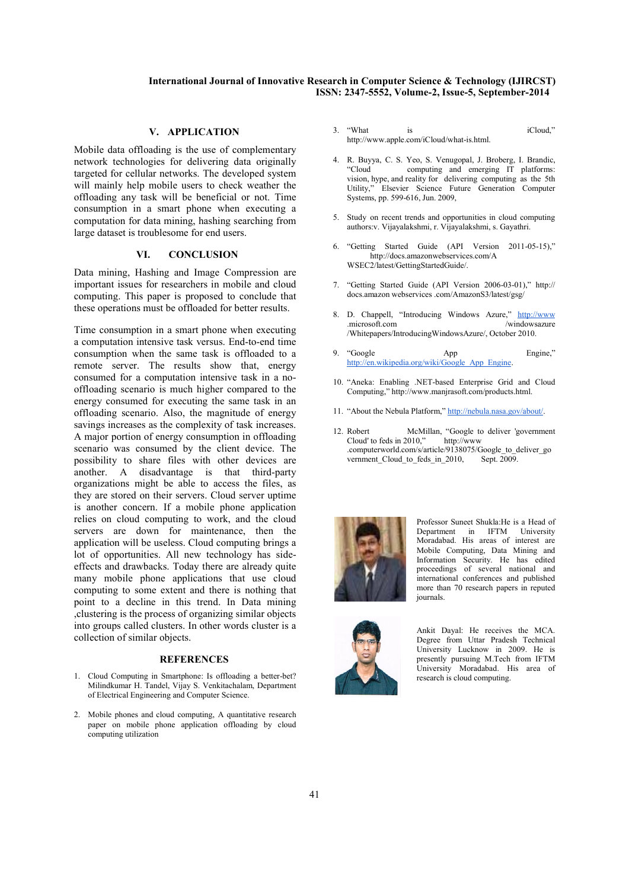## V. APPLICATION

Mobile data offloading is the use of complementary network technologies for delivering data originally targeted for cellular networks. The developed system will mainly help mobile users to check weather the offloading any task will be beneficial or not. Time consumption in a smart phone when executing a computation for data mining, hashing searching from large dataset is troublesome for end users.

## VI. CONCLUSION

Data mining, Hashing and Image Compression are important issues for researchers in mobile and cloud computing. This paper is proposed to conclude that these operations must be offloaded for better results.

Time consumption in a smart phone when executing a computation intensive task versus. End-to-end time consumption when the same task is offloaded to a remote server. The results show that, energy consumed for a computation intensive task in a no-offloading scenario is much higher compared to the energy consumed for executing the same task in an offloading scenario. Also, the magnitude of energy savings increases as the complexity of task increases. A major portion of energy consumption in offloading scenario was consumed by the client device. The possibility to share files with other devices are another. A disadvantage is that third-party organizations might be able to access the files, as they are stored on their servers. Cloud server uptime is another concern. If a mobile phone application relies on cloud computing to work, and the cloud servers are down for maintenance, then the application will be useless. Cloud computing brings a lot of opportunities. All new technology has side-effects and drawbacks. Today there are already quite many mobile phone applications that use cloud computing to some extent and there is nothing that point to a decline in this trend. In Data mining ,clustering is the process of organizing similar objects into groups called clusters. In other words cluster is a collection of similar objects.

## REFERENCES

1. Cloud Computing in Smartphone: Is offloading a better-bet? Milindkumar H. Tandel, Vijay S. Venkitachalam, Department of Electrical Engineering and Computer Science.
2. Mobile phones and cloud computing, A quantitative research paper on mobile phone application offloading by cloud computing utilization
3. "What is iCloud," http://www.apple.com/iCloud/what-is.html.
4. R. Buyya, C. S. Yeo, S. Venugopal, J. Broberg, I. Brandic, "Cloud computing and emerging IT platforms: vision, hype, and reality for delivering computing as the 5th Utility," Elsevier Science Future Generation Computer Systems, pp. 599-616, Jun. 2009,
5. Study on recent trends and opportunities in cloud computing authors:v. Vijayalakshmi, r. Vijayalakshmi, s. Gayathri.
6. "Getting Started Guide (API Version 2011-05-15)," http://docs.amazonwebservices.com/AWSEC2/latest/GettingStartedGuide/.
7. "Getting Started Guide (API Version 2006-03-01)," http://docs.amazon webservices .com/AmazonS3/latest/gsg/
8. D. Chappell, "Introducing Windows Azure," http://www.microsoft.com/windowsazure/Whitepapers/IntroducingWindowsAzure/, October 2010.
9. "Google App Engine," http://en.wikipedia.org/wiki/Google_App_Engine.
10. "Aneka: Enabling .NET-based Enterprise Grid and Cloud Computing," http://www.manjrasoft.com/products.html.
11. "About the Nebula Platform," http://nebula.nasa.gov/about/.
12. Robert McMillan, "Google to deliver 'government Cloud' to feds in 2010," http://www.computerworld.com/s/article/9138075/Google_to_deliver_government_Cloud_to_feds_in_2010, Sept. 2009.

Professor Suneet Shukla:He is a Head of Department in IFTM University Moradabad. His areas of interest are Mobile Computing, Data Mining and Information Security. He has edited proceedings of several national and international conferences and published more than 70 research papers in reputed journals.

Ankit Dayal: He receives the MCA. Degree from Uttar Pradesh Technical University Lucknow in 2009. He is presently pursuing M.Tech from IFTM University Moradabad. His area of research is cloud computing.